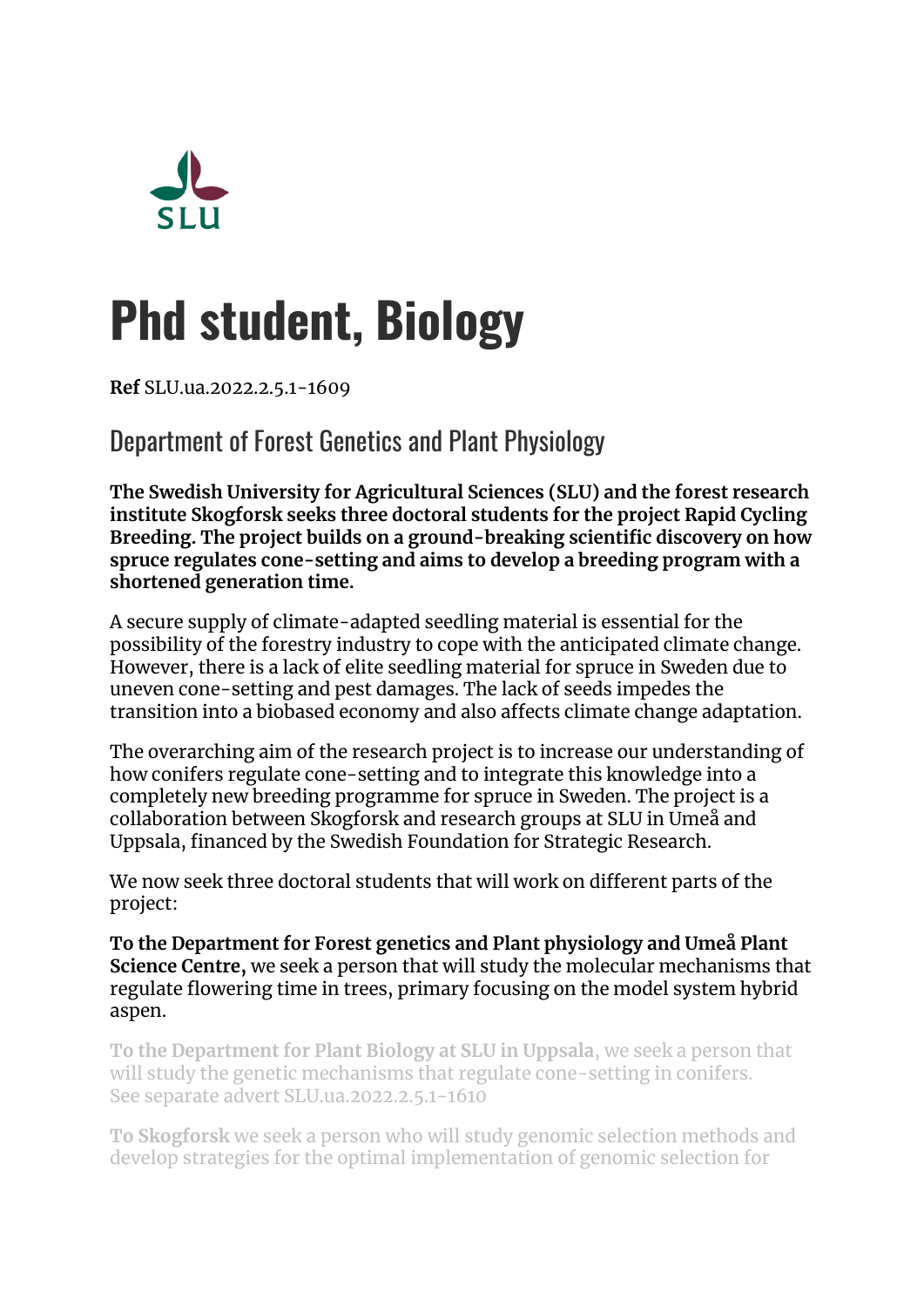# Phd student, Biology

**Ref** SLU.ua.2022.2.5.1-1609

## Department of Forest Genetics and Plant Physiology

**The Swedish University for Agricultural Sciences (SLU) and the forest research institute Skogforsk seeks three doctoral students for the project Rapid Cycling Breeding. The project builds on a ground-breaking scientific discovery on how spruce regulates cone-setting and aims to develop a breeding program with a shortened generation time.**

A secure supply of climate-adapted seedling material is essential for the possibility of the forestry industry to cope with the anticipated climate change. However, there is a lack of elite seedling material for spruce in Sweden due to uneven cone-setting and pest damages. The lack of seeds impedes the transition into a biobased economy and also affects climate change adaptation.

The overarching aim of the research project is to increase our understanding of how conifers regulate cone-setting and to integrate this knowledge into a completely new breeding programme for spruce in Sweden. The project is a collaboration between Skogforsk and research groups at SLU in Umeå and Uppsala, financed by the Swedish Foundation for Strategic Research.

We now seek three doctoral students that will work on different parts of the project:

**To the Department for Forest genetics and Plant physiology and Umeå Plant Science Centre,** we seek a person that will study the molecular mechanisms that regulate flowering time in trees, primary focusing on the model system hybrid aspen.

**To the Department for Plant Biology at SLU in Uppsala**, we seek a person that will study the genetic mechanisms that regulate cone-setting in conifers. See separate advert SLU.ua.2022.2.5.1-1610

**To Skogforsk** we seek a person who will study genomic selection methods and develop strategies for the optimal implementation of genomic selection for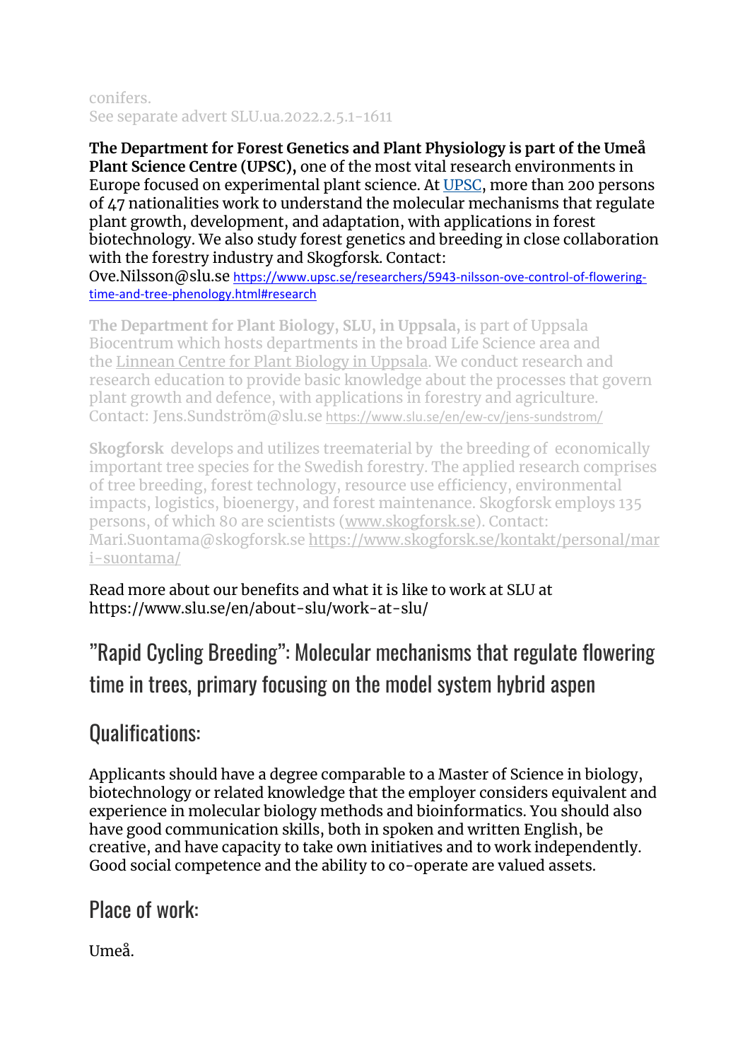conifers.
See separate advert SLU.ua.2022.2.5.1-1611

**The Department for Forest Genetics and Plant Physiology is part of the Umeå Plant Science Centre (UPSC),** one of the most vital research environments in Europe focused on experimental plant science. At UPSC, more than 200 persons of 47 nationalities work to understand the molecular mechanisms that regulate plant growth, development, and adaptation, with applications in forest biotechnology. We also study forest genetics and breeding in close collaboration with the forestry industry and Skogforsk. Contact: Ove.Nilsson@slu.se https://www.upsc.se/researchers/5943-nilsson-ove-control-of-flowering-time-and-tree-phenology.html#research

**The Department for Plant Biology, SLU, in Uppsala,** is part of Uppsala Biocentrum which hosts departments in the broad Life Science area and the Linnean Centre for Plant Biology in Uppsala. We conduct research and research education to provide basic knowledge about the processes that govern plant growth and defence, with applications in forestry and agriculture. Contact: Jens.Sundström@slu.se https://www.slu.se/en/ew-cv/jens-sundstrom/

**Skogforsk** develops and utilizes treematerial by the breeding of economically important tree species for the Swedish forestry. The applied research comprises of tree breeding, forest technology, resource use efficiency, environmental impacts, logistics, bioenergy, and forest maintenance. Skogforsk employs 135 persons, of which 80 are scientists (www.skogforsk.se). Contact: Mari.Suontama@skogforsk.se https://www.skogforsk.se/kontakt/personal/mari-suontama/

Read more about our benefits and what it is like to work at SLU at https://www.slu.se/en/about-slu/work-at-slu/

## ”Rapid Cycling Breeding”: Molecular mechanisms that regulate flowering time in trees, primary focusing on the model system hybrid aspen

## Qualifications:

Applicants should have a degree comparable to a Master of Science in biology, biotechnology or related knowledge that the employer considers equivalent and experience in molecular biology methods and bioinformatics. You should also have good communication skills, both in spoken and written English, be creative, and have capacity to take own initiatives and to work independently. Good social competence and the ability to co-operate are valued assets.

## Place of work:

Umeå.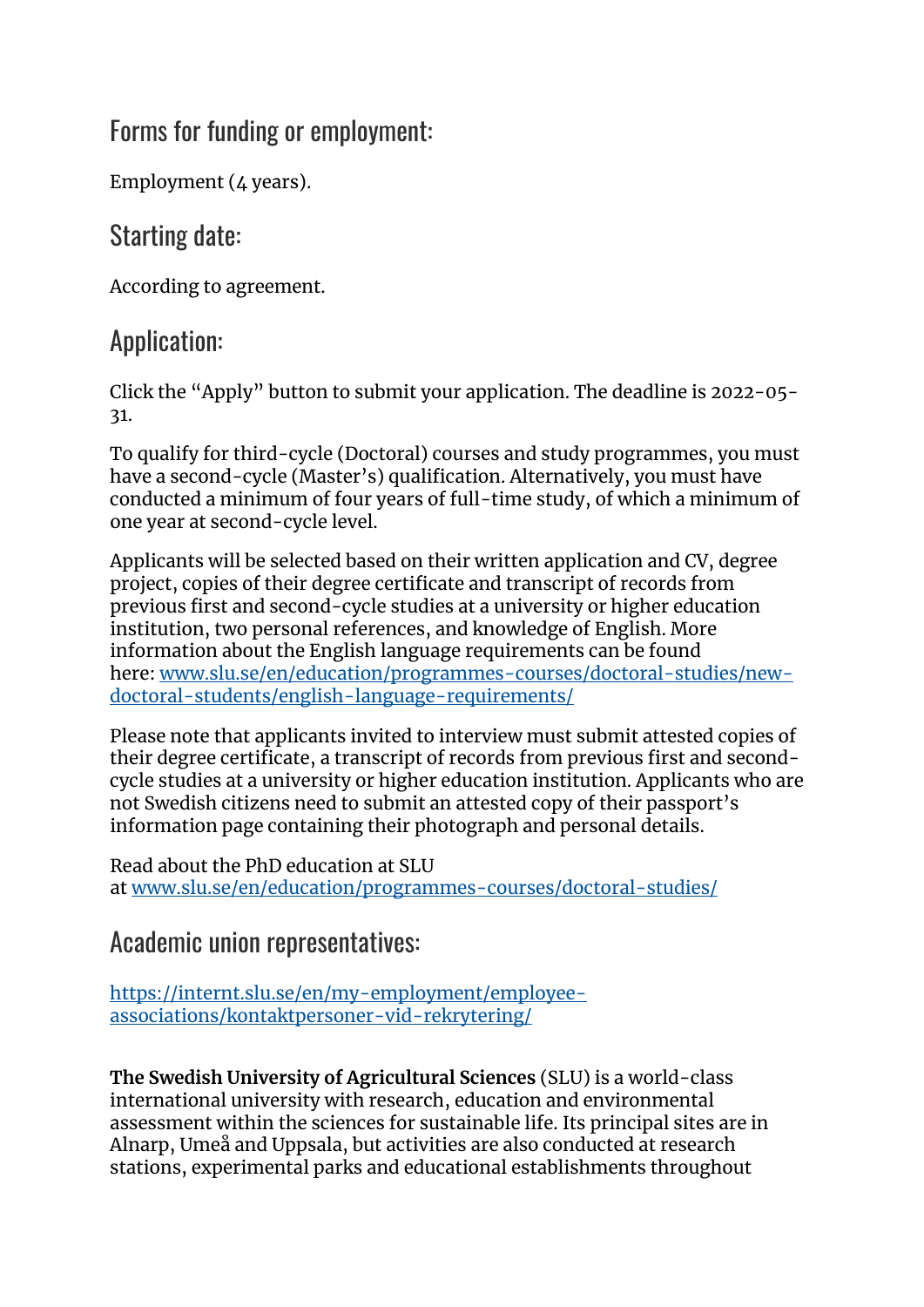## Forms for funding or employment:

Employment (4 years).

## Starting date:

According to agreement.

## Application:

Click the "Apply" button to submit your application. The deadline is 2022-05-31.

To qualify for third-cycle (Doctoral) courses and study programmes, you must have a second-cycle (Master's) qualification. Alternatively, you must have conducted a minimum of four years of full-time study, of which a minimum of one year at second-cycle level.

Applicants will be selected based on their written application and CV, degree project, copies of their degree certificate and transcript of records from previous first and second-cycle studies at a university or higher education institution, two personal references, and knowledge of English. More information about the English language requirements can be found here: [www.slu.se/en/education/programmes-courses/doctoral-studies/new-doctoral-students/english-language-requirements/](http://www.slu.se/en/education/programmes-courses/doctoral-studies/new-doctoral-students/english-language-requirements/)

Please note that applicants invited to interview must submit attested copies of their degree certificate, a transcript of records from previous first and second-cycle studies at a university or higher education institution. Applicants who are not Swedish citizens need to submit an attested copy of their passport's information page containing their photograph and personal details.

Read about the PhD education at SLU at [www.slu.se/en/education/programmes-courses/doctoral-studies/](http://www.slu.se/en/education/programmes-courses/doctoral-studies/)

## Academic union representatives:

[https://internt.slu.se/en/my-employment/employee-associations/kontaktpersoner-vid-rekrytering/](https://internt.slu.se/en/my-employment/employee-associations/kontaktpersoner-vid-rekrytering/)

**The Swedish University of Agricultural Sciences** (SLU) is a world-class international university with research, education and environmental assessment within the sciences for sustainable life. Its principal sites are in Alnarp, Umeå and Uppsala, but activities are also conducted at research stations, experimental parks and educational establishments throughout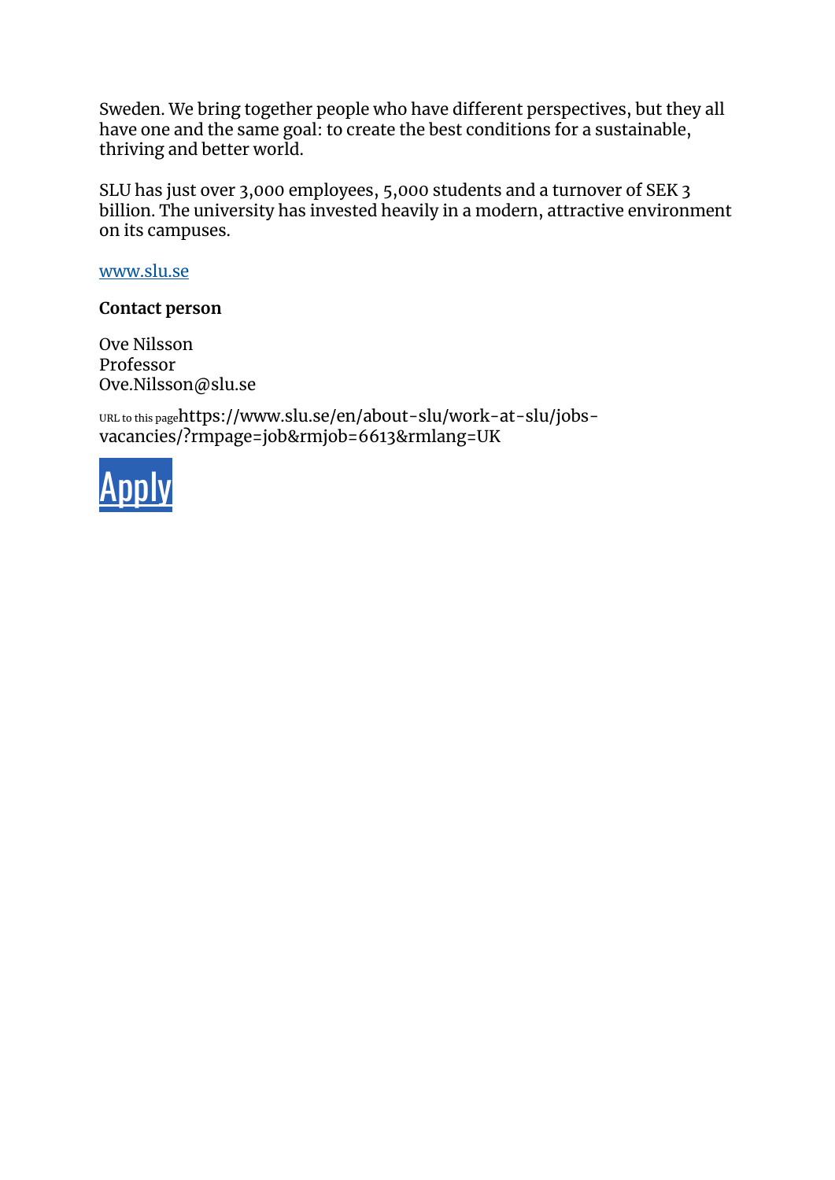Sweden. We bring together people who have different perspectives, but they all have one and the same goal: to create the best conditions for a sustainable, thriving and better world.

SLU has just over 3,000 employees, 5,000 students and a turnover of SEK 3 billion. The university has invested heavily in a modern, attractive environment on its campuses.

[www.slu.se](www.slu.se)

**Contact person**

Ove Nilsson
Professor
Ove.Nilsson@slu.se

URL to this page https://www.slu.se/en/about-slu/work-at-slu/jobs-vacancies/?rmpage=job&rmjob=6613&rmlang=UK

Apply